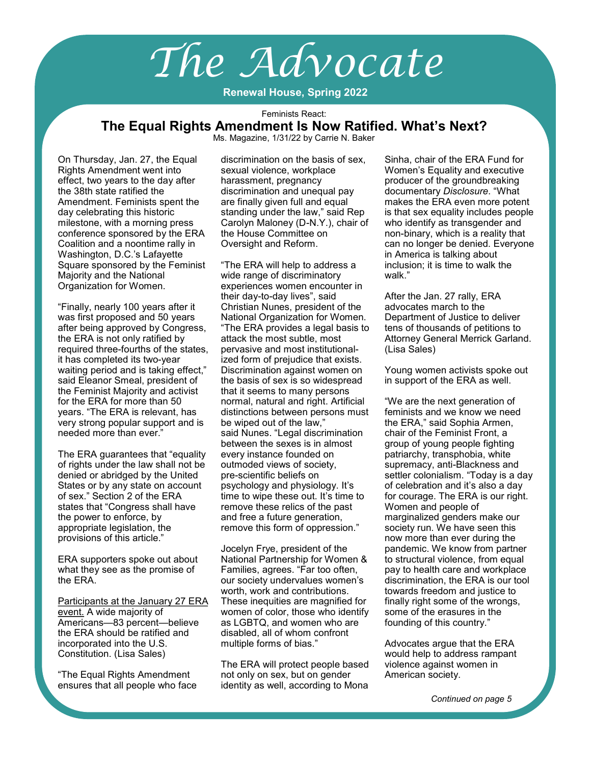# The Advocate

**Renewal House, Spring 2022**

Feminists React:

## The Equal Rights Amendment Is Now Ratified. What's Next?

Ms. Magazine, 1/31/22 by Carrie N. Baker

On Thursday, Jan. 27, the Equal Rights Amendment went into effect, two years to the day after the 38th state ratified the Amendment. Feminists spent the day celebrating this historic milestone, with a morning press conference sponsored by the ERA Coalition and a noontime rally in Washington, D.C.'s Lafayette Square sponsored by the Feminist Majority and the National Organization for Women.

"Finally, nearly 100 years after it was first proposed and 50 years after being approved by Congress, the ERA is not only ratified by required three-fourths of the states, it has completed its two-year waiting period and is taking effect," said Eleanor Smeal, president of the Feminist Majority and activist for the ERA for more than 50 years. "The ERA is relevant, has very strong popular support and is needed more than ever."

The ERA guarantees that "equality of rights under the law shall not be denied or abridged by the United States or by any state on account of sex." Section 2 of the ERA states that "Congress shall have the power to enforce, by appropriate legislation, the provisions of this article."

ERA supporters spoke out about what they see as the promise of the ERA.

Participants at the January 27 ERA event. A wide majority of Americans—83 percent—believe the ERA should be ratified and incorporated into the U.S. Constitution. (Lisa Sales)

"The Equal Rights Amendment ensures that all people who face discrimination on the basis of sex, sexual violence, workplace harassment, pregnancy discrimination and unequal pay are finally given full and equal standing under the law," said Rep Carolyn Maloney (D-N.Y.), chair of the House Committee on Oversight and Reform.

"The ERA will help to address a wide range of discriminatory experiences women encounter in their day-to-day lives", said Christian Nunes, president of the National Organization for Women. "The ERA provides a legal basis to attack the most subtle, most pervasive and most institutionalized form of prejudice that exists. Discrimination against women on the basis of sex is so widespread that it seems to many persons normal, natural and right. Artificial distinctions between persons must be wiped out of the law," said Nunes. "Legal discrimination between the sexes is in almost every instance founded on outmoded views of society, pre-scientific beliefs on psychology and physiology. It's time to wipe these out. It's time to remove these relics of the past and free a future generation, remove this form of oppression."

Jocelyn Frye, president of the National Partnership for Women & Families, agrees. "Far too often, our society undervalues women's worth, work and contributions. These inequities are magnified for women of color, those who identify as LGBTQ, and women who are disabled, all of whom confront multiple forms of bias."

The ERA will protect people based not only on sex, but on gender identity as well, according to Mona Sinha, chair of the ERA Fund for Women's Equality and executive producer of the groundbreaking documentary *Disclosure*. "What makes the ERA even more potent is that sex equality includes people who identify as transgender and non-binary, which is a reality that can no longer be denied. Everyone in America is talking about inclusion; it is time to walk the walk."

After the Jan. 27 rally, ERA advocates march to the Department of Justice to deliver tens of thousands of petitions to Attorney General Merrick Garland. (Lisa Sales)

Young women activists spoke out in support of the ERA as well.

"We are the next generation of feminists and we know we need the ERA," said Sophia Armen, chair of the Feminist Front, a group of young people fighting patriarchy, transphobia, white supremacy, anti-Blackness and settler colonialism. "Today is a day of celebration and it's also a day for courage. The ERA is our right. Women and people of marginalized genders make our society run. We have seen this now more than ever during the pandemic. We know from partner to structural violence, from equal pay to health care and workplace discrimination, the ERA is our tool towards freedom and justice to finally right some of the wrongs, some of the erasures in the founding of this country."

Advocates argue that the ERA would help to address rampant violence against women in American society.

*Continued on page 5*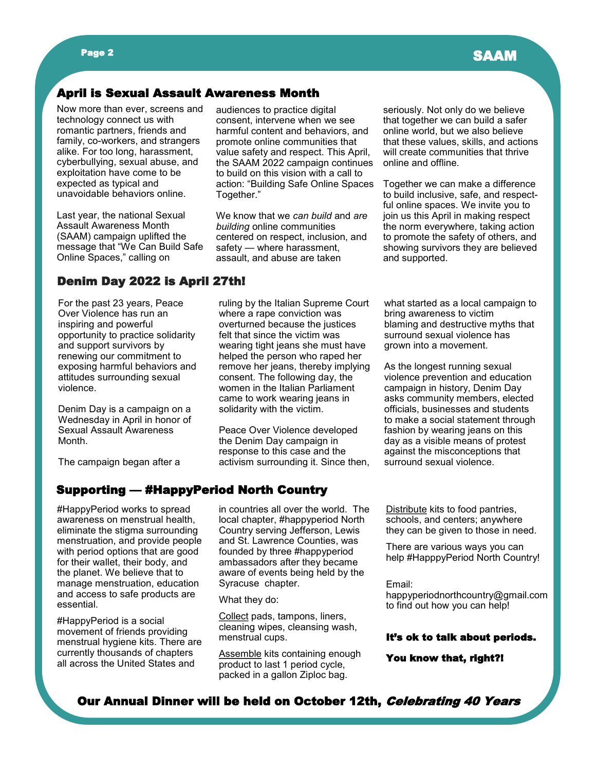## April is Sexual Assault Awareness Month

Now more than ever, screens and technology connect us with romantic partners, friends and family, co-workers, and strangers alike. For too long, harassment, cyberbullying, sexual abuse, and exploitation have come to be expected as typical and unavoidable behaviors online.

Last year, the national Sexual Assault Awareness Month (SAAM) campaign uplifted the message that "We Can Build Safe Online Spaces," calling on audiences to practice digital consent, intervene when we see harmful content and behaviors, and promote online communities that value safety and respect. This April, the SAAM 2022 campaign continues to build on this vision with a call to action: "Building Safe Online Spaces Together."

We know that we *can build* and *are building* online communities centered on respect, inclusion, and safety — where harassment, assault, and abuse are taken seriously. Not only do we believe that together we can build a safer online world, but we also believe that these values, skills, and actions will create communities that thrive online and offline.

Together we can make a difference to build inclusive, safe, and respectful online spaces. We invite you to join us this April in making respect the norm everywhere, taking action to promote the safety of others, and showing survivors they are believed and supported.

## Denim Day 2022 is April 27th!

For the past 23 years, Peace Over Violence has run an inspiring and powerful opportunity to practice solidarity and support survivors by renewing our commitment to exposing harmful behaviors and attitudes surrounding sexual violence.

Denim Day is a campaign on a Wednesday in April in honor of Sexual Assault Awareness Month.

The campaign began after a ruling by the Italian Supreme Court where a rape conviction was overturned because the justices felt that since the victim was wearing tight jeans she must have helped the person who raped her remove her jeans, thereby implying consent. The following day, the women in the Italian Parliament came to work wearing jeans in solidarity with the victim.

Peace Over Violence developed the Denim Day campaign in response to this case and the activism surrounding it. Since then, what started as a local campaign to bring awareness to victim blaming and destructive myths that surround sexual violence has grown into a movement.

As the longest running sexual violence prevention and education campaign in history, Denim Day asks community members, elected officials, businesses and students to make a social statement through fashion by wearing jeans on this day as a visible means of protest against the misconceptions that surround sexual violence.

## Supporting — #HappyPeriod North Country

#HappyPeriod works to spread awareness on menstrual health, eliminate the stigma surrounding menstruation, and provide people with period options that are good for their wallet, their body, and the planet. We believe that to manage menstruation, education and access to safe products are essential.

#HappyPeriod is a social movement of friends providing menstrual hygiene kits. There are currently thousands of chapters all across the United States and in countries all over the world. The local chapter, #happyperiod North Country serving Jefferson, Lewis and St. Lawrence Counties, was founded by three #happyperiod ambassadors after they became aware of events being held by the Syracuse chapter.

What they do:

Collect pads, tampons, liners, cleaning wipes, cleansing wash, menstrual cups.

Assemble kits containing enough product to last 1 period cycle, packed in a gallon Ziploc bag.

Distribute kits to food pantries, schools, and centers; anywhere they can be given to those in need.

There are various ways you can help #HapppyPeriod North Country!

Email: happyperiodnorthcountry@gmail.com to find out how you can help!

**It's ok to talk about periods.**

**You know that, right?!**

**Our Annual Dinner will be held on October 12th, *Celebrating 40 Years***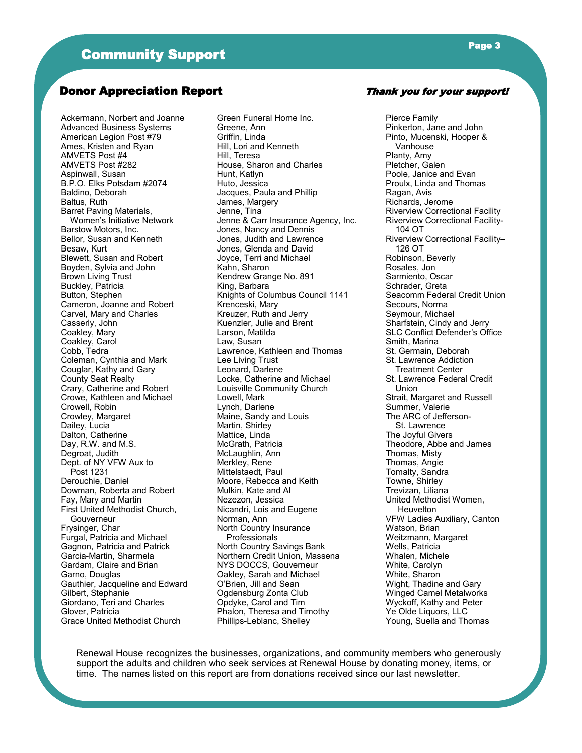# Community Support

## Donor Appreciation Report

***Thank you for your support!***

Ackermann, Norbert and Joanne
Advanced Business Systems
American Legion Post #79
Ames, Kristen and Ryan
AMVETS Post #4
AMVETS Post #282
Aspinwall, Susan
B.P.O. Elks Potsdam #2074
Baldino, Deborah
Baltus, Ruth
Barret Paving Materials, Women's Initiative Network
Barstow Motors, Inc.
Bellor, Susan and Kenneth
Besaw, Kurt
Blewett, Susan and Robert
Boyden, Sylvia and John
Brown Living Trust
Buckley, Patricia
Button, Stephen
Cameron, Joanne and Robert
Carvel, Mary and Charles
Casserly, John
Coakley, Mary
Coakley, Carol
Cobb, Tedra
Coleman, Cynthia and Mark
Couglar, Kathy and Gary
County Seat Realty
Crary, Catherine and Robert
Crowe, Kathleen and Michael
Crowell, Robin
Crowley, Margaret
Dailey, Lucia
Dalton, Catherine
Day, R.W. and M.S.
Degroat, Judith
Dept. of NY VFW Aux to Post 1231
Derouchie, Daniel
Dowman, Roberta and Robert
Fay, Mary and Martin
First United Methodist Church, Gouverneur
Frysinger, Char
Furgal, Patricia and Michael
Gagnon, Patricia and Patrick
Garcia-Martin, Sharmela
Gardam, Claire and Brian
Garno, Douglas
Gauthier, Jacqueline and Edward
Gilbert, Stephanie
Giordano, Teri and Charles
Glover, Patricia
Grace United Methodist Church
Green Funeral Home Inc.
Greene, Ann
Griffin, Linda
Hill, Lori and Kenneth
Hill, Teresa
House, Sharon and Charles
Hunt, Katlyn
Huto, Jessica
Jacques, Paula and Phillip
James, Margery
Jenne, Tina
Jenne & Carr Insurance Agency, Inc.
Jones, Nancy and Dennis
Jones, Judith and Lawrence
Jones, Glenda and David
Joyce, Terri and Michael
Kahn, Sharon
Kendrew Grange No. 891
King, Barbara
Knights of Columbus Council 1141
Krenceski, Mary
Kreuzer, Ruth and Jerry
Kuenzler, Julie and Brent
Larson, Matilda
Law, Susan
Lawrence, Kathleen and Thomas
Lee Living Trust
Leonard, Darlene
Locke, Catherine and Michael
Louisville Community Church
Lowell, Mark
Lynch, Darlene
Maine, Sandy and Louis
Martin, Shirley
Mattice, Linda
McGrath, Patricia
McLaughlin, Ann
Merkley, Rene
Mittelstaedt, Paul
Moore, Rebecca and Keith
Mulkin, Kate and Al
Nezezon, Jessica
Nicandri, Lois and Eugene
Norman, Ann
North Country Insurance Professionals
North Country Savings Bank
Northern Credit Union, Massena
NYS DOCCS, Gouverneur
Oakley, Sarah and Michael
O'Brien, Jill and Sean
Ogdensburg Zonta Club
Opdyke, Carol and Tim
Phalon, Theresa and Timothy
Phillips-Leblanc, Shelley
Pierce Family
Pinkerton, Jane and John
Pinto, Mucenski, Hooper & Vanhouse
Planty, Amy
Pletcher, Galen
Poole, Janice and Evan
Proulx, Linda and Thomas
Ragan, Avis
Richards, Jerome
Riverview Correctional Facility
Riverview Correctional Facility-104 OT
Riverview Correctional Facility–126 OT
Robinson, Beverly
Rosales, Jon
Sarmiento, Oscar
Schrader, Greta
Seacomm Federal Credit Union
Secours, Norma
Seymour, Michael
Sharfstein, Cindy and Jerry
SLC Conflict Defender's Office
Smith, Marina
St. Germain, Deborah
St. Lawrence Addiction Treatment Center
St. Lawrence Federal Credit Union
Strait, Margaret and Russell
Summer, Valerie
The ARC of Jefferson-St. Lawrence
The Joyful Givers
Theodore, Abbe and James
Thomas, Misty
Thomas, Angie
Tomalty, Sandra
Towne, Shirley
Trevizan, Liliana
United Methodist Women, Heuvelton
VFW Ladies Auxiliary, Canton
Watson, Brian
Weitzmann, Margaret
Wells, Patricia
Whalen, Michele
White, Carolyn
White, Sharon
Wight, Thadine and Gary
Winged Camel Metalworks
Wyckoff, Kathy and Peter
Ye Olde Liquors, LLC
Young, Suella and Thomas

Renewal House recognizes the businesses, organizations, and community members who generously support the adults and children who seek services at Renewal House by donating money, items, or time. The names listed on this report are from donations received since our last newsletter.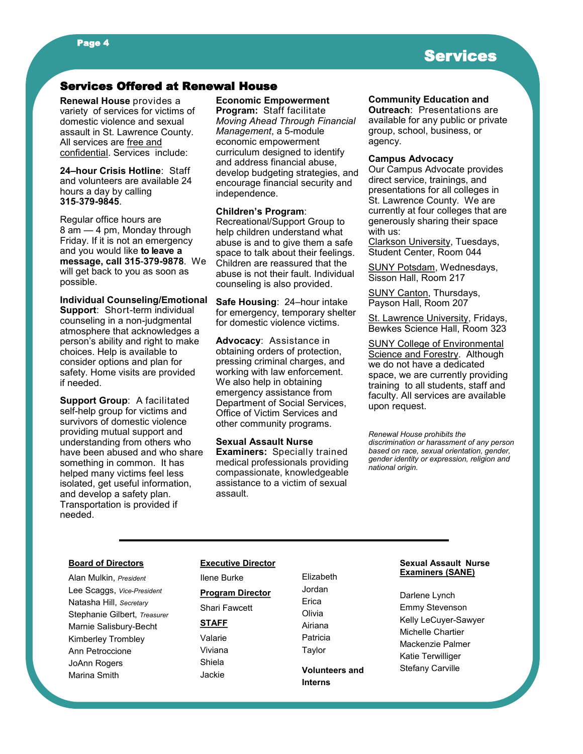## Services

### Services Offered at Renewal House

**Renewal House** provides a variety of services for victims of domestic violence and sexual assault in St. Lawrence County. All services are free and confidential. Services include:

**24–hour Crisis Hotline**: Staff and volunteers are available 24 hours a day by calling **315-379-9845**.

Regular office hours are 8 am — 4 pm, Monday through Friday. If it is not an emergency and you would like **to leave a message, call 315-379-9878**. We will get back to you as soon as possible.

**Individual Counseling/Emotional Support**: Short-term individual counseling in a non-judgmental atmosphere that acknowledges a person's ability and right to make choices. Help is available to consider options and plan for safety. Home visits are provided if needed.

**Support Group**: A facilitated self-help group for victims and survivors of domestic violence providing mutual support and understanding from others who have been abused and who share something in common. It has helped many victims feel less isolated, get useful information, and develop a safety plan. Transportation is provided if needed.

**Economic Empowerment Program:** Staff facilitate *Moving Ahead Through Financial Management*, a 5-module economic empowerment curriculum designed to identify and address financial abuse, develop budgeting strategies, and encourage financial security and independence.

**Children's Program**: Recreational/Support Group to help children understand what abuse is and to give them a safe space to talk about their feelings. Children are reassured that the abuse is not their fault. Individual counseling is also provided.

**Safe Housing**: 24–hour intake for emergency, temporary shelter for domestic violence victims.

**Advocacy**: Assistance in obtaining orders of protection, pressing criminal charges, and working with law enforcement. We also help in obtaining emergency assistance from Department of Social Services, Office of Victim Services and other community programs.

**Sexual Assault Nurse Examiners:** Specially trained medical professionals providing compassionate, knowledgeable assistance to a victim of sexual assault.

**Community Education and Outreach**: Presentations are available for any public or private group, school, business, or agency.

**Campus Advocacy**
Our Campus Advocate provides direct service, trainings, and presentations for all colleges in St. Lawrence County. We are currently at four colleges that are generously sharing their space with us:

Clarkson University, Tuesdays, Student Center, Room 044

SUNY Potsdam, Wednesdays, Sisson Hall, Room 217

SUNY Canton, Thursdays, Payson Hall, Room 207

St. Lawrence University, Fridays, Bewkes Science Hall, Room 323

SUNY College of Environmental Science and Forestry. Although we do not have a dedicated space, we are currently providing training to all students, staff and faculty. All services are available upon request.

*Renewal House prohibits the discrimination or harassment of any person based on race, sexual orientation, gender, gender identity or expression, religion and national origin.*

---

**Board of Directors**

Alan Mulkin, *President*
Lee Scaggs, *Vice-President*
Natasha Hill, *Secretary*
Stephanie Gilbert, *Treasurer*
Marnie Salisbury-Becht
Kimberley Trombley
Ann Petroccione
JoAnn Rogers
Marina Smith

**Executive Director**

Ilene Burke

**Program Director**

Shari Fawcett

**STAFF**

Valarie
Viviana
Shiela
Jackie
Elizabeth
Jordan
Erica
Olivia
Airiana
Patricia
Taylor

**Volunteers and Interns**

**Sexual Assault Nurse Examiners (SANE)**

Darlene Lynch
Emmy Stevenson
Kelly LeCuyer-Sawyer
Michelle Chartier
Mackenzie Palmer
Katie Terwilliger
Stefany Carville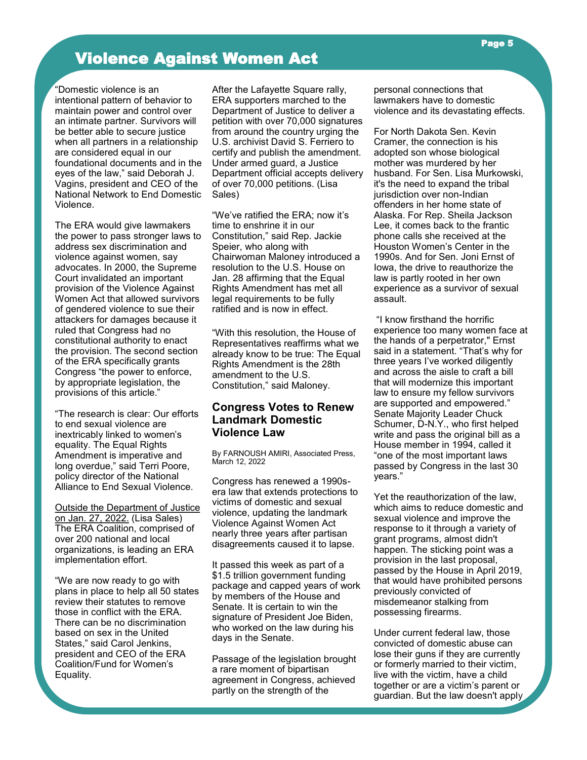# Violence Against Women Act

"Domestic violence is an intentional pattern of behavior to maintain power and control over an intimate partner. Survivors will be better able to secure justice when all partners in a relationship are considered equal in our foundational documents and in the eyes of the law," said Deborah J. Vagins, president and CEO of the National Network to End Domestic Violence.

The ERA would give lawmakers the power to pass stronger laws to address sex discrimination and violence against women, say advocates. In 2000, the Supreme Court invalidated an important provision of the Violence Against Women Act that allowed survivors of gendered violence to sue their attackers for damages because it ruled that Congress had no constitutional authority to enact the provision. The second section of the ERA specifically grants Congress "the power to enforce, by appropriate legislation, the provisions of this article."

"The research is clear: Our efforts to end sexual violence are inextricably linked to women's equality. The Equal Rights Amendment is imperative and long overdue," said Terri Poore, policy director of the National Alliance to End Sexual Violence.

Outside the Department of Justice on Jan. 27, 2022. (Lisa Sales) The ERA Coalition, comprised of over 200 national and local organizations, is leading an ERA implementation effort.

"We are now ready to go with plans in place to help all 50 states review their statutes to remove those in conflict with the ERA. There can be no discrimination based on sex in the United States," said Carol Jenkins, president and CEO of the ERA Coalition/Fund for Women's Equality.

After the Lafayette Square rally, ERA supporters marched to the Department of Justice to deliver a petition with over 70,000 signatures from around the country urging the U.S. archivist David S. Ferriero to certify and publish the amendment. Under armed guard, a Justice Department official accepts delivery of over 70,000 petitions. (Lisa Sales)

"We've ratified the ERA; now it's time to enshrine it in our Constitution," said Rep. Jackie Speier, who along with Chairwoman Maloney introduced a resolution to the U.S. House on Jan. 28 affirming that the Equal Rights Amendment has met all legal requirements to be fully ratified and is now in effect.

"With this resolution, the House of Representatives reaffirms what we already know to be true: The Equal Rights Amendment is the 28th amendment to the U.S. Constitution," said Maloney.

## Congress Votes to Renew Landmark Domestic Violence Law

By FARNOUSH AMIRI, Associated Press, March 12, 2022

Congress has renewed a 1990s-era law that extends protections to victims of domestic and sexual violence, updating the landmark Violence Against Women Act nearly three years after partisan disagreements caused it to lapse.

It passed this week as part of a $1.5 trillion government funding package and capped years of work by members of the House and Senate. It is certain to win the signature of President Joe Biden, who worked on the law during his days in the Senate.

Passage of the legislation brought a rare moment of bipartisan agreement in Congress, achieved partly on the strength of the personal connections that lawmakers have to domestic violence and its devastating effects.

For North Dakota Sen. Kevin Cramer, the connection is his adopted son whose biological mother was murdered by her husband. For Sen. Lisa Murkowski, it's the need to expand the tribal jurisdiction over non-Indian offenders in her home state of Alaska. For Rep. Sheila Jackson Lee, it comes back to the frantic phone calls she received at the Houston Women's Center in the 1990s. And for Sen. Joni Ernst of Iowa, the drive to reauthorize the law is partly rooted in her own experience as a survivor of sexual assault.

"I know firsthand the horrific experience too many women face at the hands of a perpetrator," Ernst said in a statement. "That's why for three years I've worked diligently and across the aisle to craft a bill that will modernize this important law to ensure my fellow survivors are supported and empowered." Senate Majority Leader Chuck Schumer, D-N.Y., who first helped write and pass the original bill as a House member in 1994, called it "one of the most important laws passed by Congress in the last 30 years."

Yet the reauthorization of the law, which aims to reduce domestic and sexual violence and improve the response to it through a variety of grant programs, almost didn't happen. The sticking point was a provision in the last proposal, passed by the House in April 2019, that would have prohibited persons previously convicted of misdemeanor stalking from possessing firearms.

Under current federal law, those convicted of domestic abuse can lose their guns if they are currently or formerly married to their victim, live with the victim, have a child together or are a victim's parent or guardian. But the law doesn't apply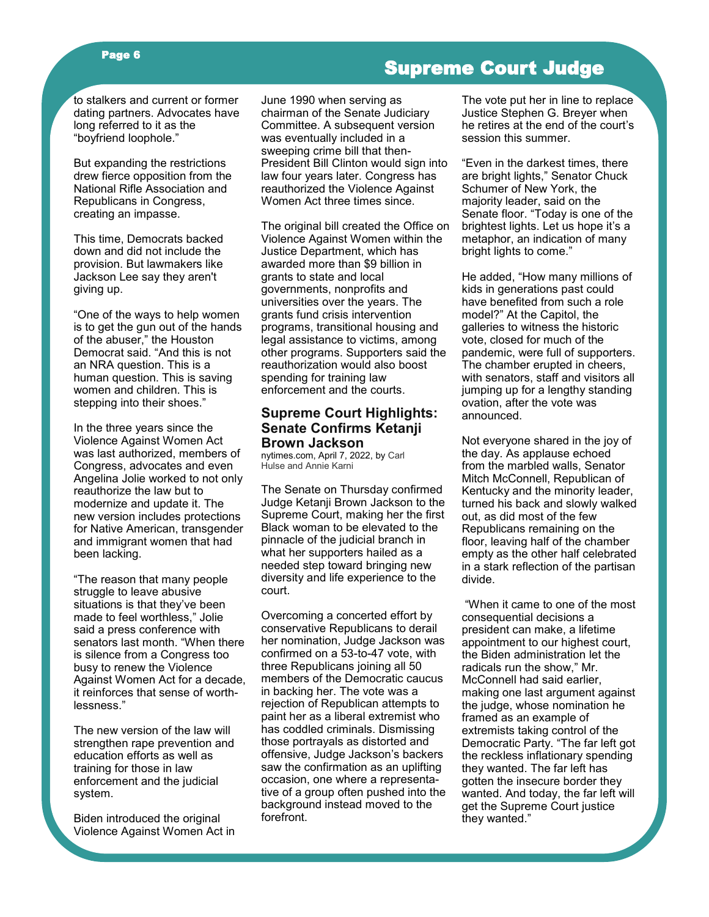to stalkers and current or former dating partners. Advocates have long referred to it as the "boyfriend loophole."

But expanding the restrictions drew fierce opposition from the National Rifle Association and Republicans in Congress, creating an impasse.

This time, Democrats backed down and did not include the provision. But lawmakers like Jackson Lee say they aren't giving up.

"One of the ways to help women is to get the gun out of the hands of the abuser," the Houston Democrat said. "And this is not an NRA question. This is a human question. This is saving women and children. This is stepping into their shoes."

In the three years since the Violence Against Women Act was last authorized, members of Congress, advocates and even Angelina Jolie worked to not only reauthorize the law but to modernize and update it. The new version includes protections for Native American, transgender and immigrant women that had been lacking.

"The reason that many people struggle to leave abusive situations is that they've been made to feel worthless," Jolie said a press conference with senators last month. "When there is silence from a Congress too busy to renew the Violence Against Women Act for a decade, it reinforces that sense of worth-lessness."

The new version of the law will strengthen rape prevention and education efforts as well as training for those in law enforcement and the judicial system.

Biden introduced the original Violence Against Women Act in June 1990 when serving as chairman of the Senate Judiciary Committee. A subsequent version was eventually included in a sweeping crime bill that then-President Bill Clinton would sign into law four years later. Congress has reauthorized the Violence Against Women Act three times since.

The original bill created the Office on Violence Against Women within the Justice Department, which has awarded more than $9 billion in grants to state and local governments, nonprofits and universities over the years. The grants fund crisis intervention programs, transitional housing and legal assistance to victims, among other programs. Supporters said the reauthorization would also boost spending for training law enforcement and the courts.

## Supreme Court Highlights: Senate Confirms Ketanji Brown Jackson

nytimes.com, April 7, 2022, by Carl Hulse and Annie Karni

The Senate on Thursday confirmed Judge Ketanji Brown Jackson to the Supreme Court, making her the first Black woman to be elevated to the pinnacle of the judicial branch in what her supporters hailed as a needed step toward bringing new diversity and life experience to the court.

Overcoming a concerted effort by conservative Republicans to derail her nomination, Judge Jackson was confirmed on a 53-to-47 vote, with three Republicans joining all 50 members of the Democratic caucus in backing her. The vote was a rejection of Republican attempts to paint her as a liberal extremist who has coddled criminals. Dismissing those portrayals as distorted and offensive, Judge Jackson's backers saw the confirmation as an uplifting occasion, one where a representa-tive of a group often pushed into the background instead moved to the forefront.

The vote put her in line to replace Justice Stephen G. Breyer when he retires at the end of the court's session this summer.

"Even in the darkest times, there are bright lights," Senator Chuck Schumer of New York, the majority leader, said on the Senate floor. "Today is one of the brightest lights. Let us hope it's a metaphor, an indication of many bright lights to come."

He added, "How many millions of kids in generations past could have benefited from such a role model?" At the Capitol, the galleries to witness the historic vote, closed for much of the pandemic, were full of supporters. The chamber erupted in cheers, with senators, staff and visitors all jumping up for a lengthy standing ovation, after the vote was announced.

Not everyone shared in the joy of the day. As applause echoed from the marbled walls, Senator Mitch McConnell, Republican of Kentucky and the minority leader, turned his back and slowly walked out, as did most of the few Republicans remaining on the floor, leaving half of the chamber empty as the other half celebrated in a stark reflection of the partisan divide.

"When it came to one of the most consequential decisions a president can make, a lifetime appointment to our highest court, the Biden administration let the radicals run the show," Mr. McConnell had said earlier, making one last argument against the judge, whose nomination he framed as an example of extremists taking control of the Democratic Party. "The far left got the reckless inflationary spending they wanted. The far left has gotten the insecure border they wanted. And today, the far left will get the Supreme Court justice they wanted."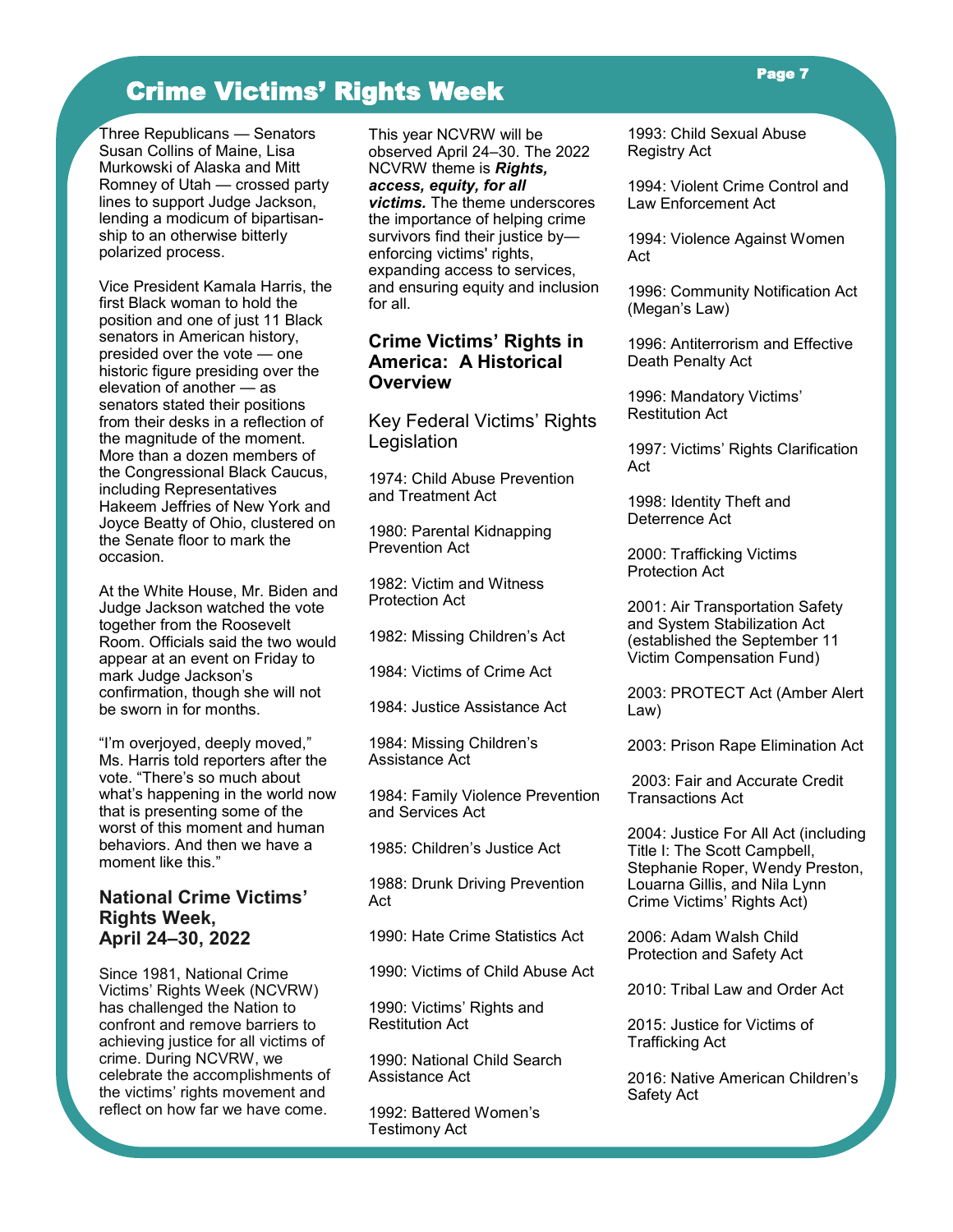# Crime Victims' Rights Week

Three Republicans — Senators Susan Collins of Maine, Lisa Murkowski of Alaska and Mitt Romney of Utah — crossed party lines to support Judge Jackson, lending a modicum of bipartisanship to an otherwise bitterly polarized process.

Vice President Kamala Harris, the first Black woman to hold the position and one of just 11 Black senators in American history, presided over the vote — one historic figure presiding over the elevation of another — as senators stated their positions from their desks in a reflection of the magnitude of the moment. More than a dozen members of the Congressional Black Caucus, including Representatives Hakeem Jeffries of New York and Joyce Beatty of Ohio, clustered on the Senate floor to mark the occasion.

At the White House, Mr. Biden and Judge Jackson watched the vote together from the Roosevelt Room. Officials said the two would appear at an event on Friday to mark Judge Jackson's confirmation, though she will not be sworn in for months.

"I'm overjoyed, deeply moved," Ms. Harris told reporters after the vote. "There's so much about what's happening in the world now that is presenting some of the worst of this moment and human behaviors. And then we have a moment like this."

## National Crime Victims' Rights Week, April 24–30, 2022

Since 1981, National Crime Victims' Rights Week (NCVRW) has challenged the Nation to confront and remove barriers to achieving justice for all victims of crime. During NCVRW, we celebrate the accomplishments of the victims' rights movement and reflect on how far we have come.

This year NCVRW will be observed April 24–30. The 2022 NCVRW theme is ***Rights, access, equity, for all victims.*** The theme underscores the importance of helping crime survivors find their justice by—enforcing victims' rights, expanding access to services, and ensuring equity and inclusion for all.

## Crime Victims' Rights in America: A Historical Overview

### Key Federal Victims' Rights Legislation

1974: Child Abuse Prevention and Treatment Act

1980: Parental Kidnapping Prevention Act

1982: Victim and Witness Protection Act

1982: Missing Children's Act

1984: Victims of Crime Act

1984: Justice Assistance Act

1984: Missing Children's Assistance Act

1984: Family Violence Prevention and Services Act

1985: Children's Justice Act

1988: Drunk Driving Prevention Act

1990: Hate Crime Statistics Act

1990: Victims of Child Abuse Act

1990: Victims' Rights and Restitution Act

1990: National Child Search Assistance Act

1992: Battered Women's Testimony Act

1993: Child Sexual Abuse Registry Act

1994: Violent Crime Control and Law Enforcement Act

1994: Violence Against Women Act

1996: Community Notification Act (Megan's Law)

1996: Antiterrorism and Effective Death Penalty Act

1996: Mandatory Victims' Restitution Act

1997: Victims' Rights Clarification Act

1998: Identity Theft and Deterrence Act

2000: Trafficking Victims Protection Act

2001: Air Transportation Safety and System Stabilization Act (established the September 11 Victim Compensation Fund)

2003: PROTECT Act (Amber Alert Law)

2003: Prison Rape Elimination Act

2003: Fair and Accurate Credit Transactions Act

2004: Justice For All Act (including Title I: The Scott Campbell, Stephanie Roper, Wendy Preston, Louarna Gillis, and Nila Lynn Crime Victims' Rights Act)

2006: Adam Walsh Child Protection and Safety Act

2010: Tribal Law and Order Act

2015: Justice for Victims of Trafficking Act

2016: Native American Children's Safety Act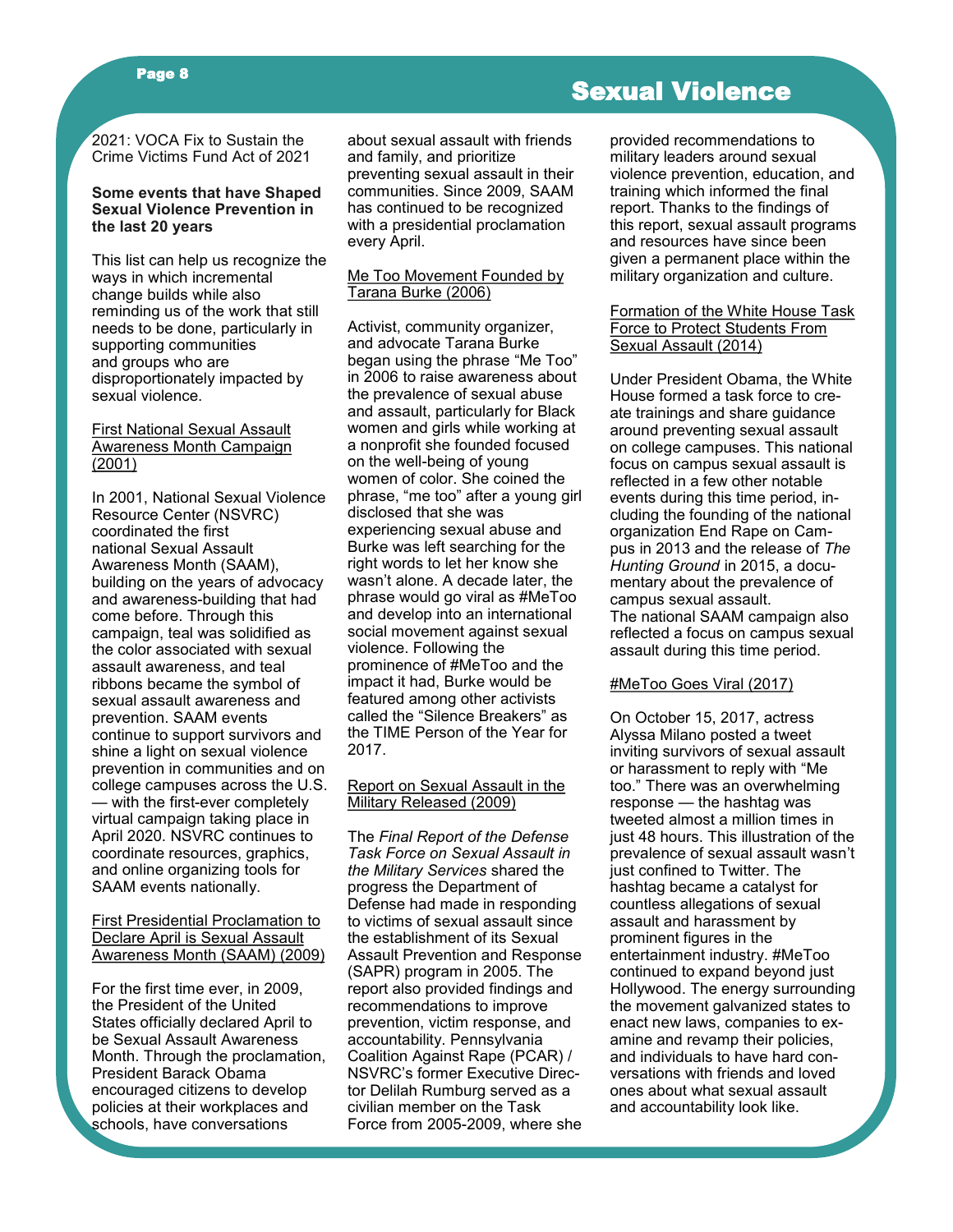2021: VOCA Fix to Sustain the Crime Victims Fund Act of 2021

**Some events that have Shaped Sexual Violence Prevention in the last 20 years**

This list can help us recognize the ways in which incremental change builds while also reminding us of the work that still needs to be done, particularly in supporting communities and groups who are disproportionately impacted by sexual violence.

First National Sexual Assault Awareness Month Campaign (2001)

In 2001, National Sexual Violence Resource Center (NSVRC) coordinated the first national Sexual Assault Awareness Month (SAAM), building on the years of advocacy and awareness-building that had come before. Through this campaign, teal was solidified as the color associated with sexual assault awareness, and teal ribbons became the symbol of sexual assault awareness and prevention. SAAM events continue to support survivors and shine a light on sexual violence prevention in communities and on college campuses across the U.S. — with the first-ever completely virtual campaign taking place in April 2020. NSVRC continues to coordinate resources, graphics, and online organizing tools for SAAM events nationally.

First Presidential Proclamation to Declare April is Sexual Assault Awareness Month (SAAM) (2009)

For the first time ever, in 2009, the President of the United States officially declared April to be Sexual Assault Awareness Month. Through the proclamation, President Barack Obama encouraged citizens to develop policies at their workplaces and schools, have conversations about sexual assault with friends and family, and prioritize preventing sexual assault in their communities. Since 2009, SAAM has continued to be recognized with a presidential proclamation every April.

Me Too Movement Founded by Tarana Burke (2006)

Activist, community organizer, and advocate Tarana Burke began using the phrase "Me Too" in 2006 to raise awareness about the prevalence of sexual abuse and assault, particularly for Black women and girls while working at a nonprofit she founded focused on the well-being of young women of color. She coined the phrase, "me too" after a young girl disclosed that she was experiencing sexual abuse and Burke was left searching for the right words to let her know she wasn't alone. A decade later, the phrase would go viral as #MeToo and develop into an international social movement against sexual violence. Following the prominence of #MeToo and the impact it had, Burke would be featured among other activists called the "Silence Breakers" as the TIME Person of the Year for 2017.

Report on Sexual Assault in the Military Released (2009)

The *Final Report of the Defense Task Force on Sexual Assault in the Military Services* shared the progress the Department of Defense had made in responding to victims of sexual assault since the establishment of its Sexual Assault Prevention and Response (SAPR) program in 2005. The report also provided findings and recommendations to improve prevention, victim response, and accountability. Pennsylvania Coalition Against Rape (PCAR) / NSVRC's former Executive Director Delilah Rumburg served as a civilian member on the Task Force from 2005-2009, where she provided recommendations to military leaders around sexual violence prevention, education, and training which informed the final report. Thanks to the findings of this report, sexual assault programs and resources have since been given a permanent place within the military organization and culture.

Formation of the White House Task Force to Protect Students From Sexual Assault (2014)

Under President Obama, the White House formed a task force to create trainings and share guidance around preventing sexual assault on college campuses. This national focus on campus sexual assault is reflected in a few other notable events during this time period, including the founding of the national organization End Rape on Campus in 2013 and the release of *The Hunting Ground* in 2015, a documentary about the prevalence of campus sexual assault.
The national SAAM campaign also reflected a focus on campus sexual assault during this time period.

#MeToo Goes Viral (2017)

On October 15, 2017, actress Alyssa Milano posted a tweet inviting survivors of sexual assault or harassment to reply with "Me too." There was an overwhelming response — the hashtag was tweeted almost a million times in just 48 hours. This illustration of the prevalence of sexual assault wasn't just confined to Twitter. The hashtag became a catalyst for countless allegations of sexual assault and harassment by prominent figures in the entertainment industry. #MeToo continued to expand beyond just Hollywood. The energy surrounding the movement galvanized states to enact new laws, companies to examine and revamp their policies, and individuals to have hard conversations with friends and loved ones about what sexual assault and accountability look like.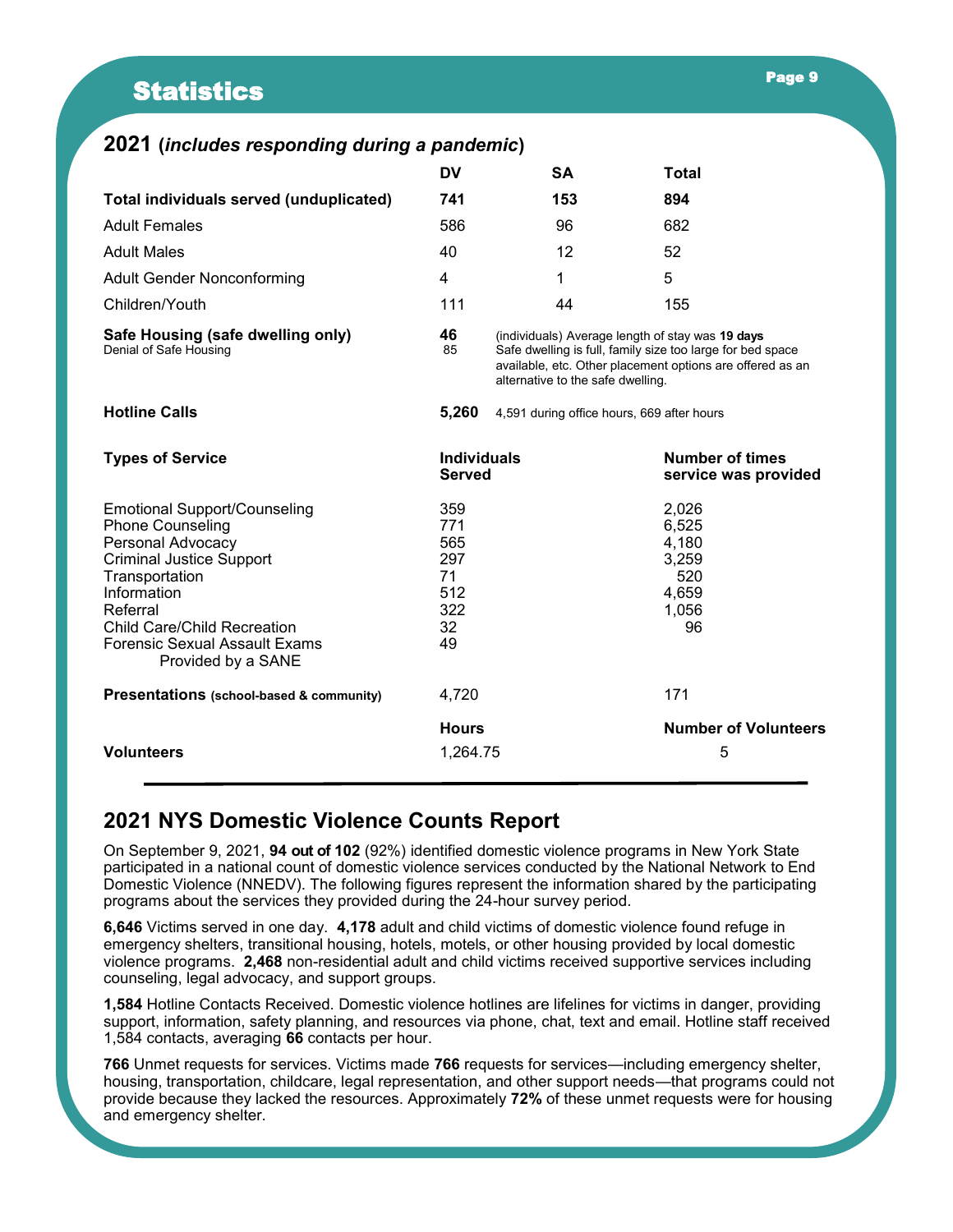# Statistics

## 2021 (*includes responding during a pandemic*)

| | DV | SA | Total |
|---|---|---|---|
| **Total individuals served (unduplicated)** | **741** | **153** | **894** |
| Adult Females | 586 | 96 | 682 |
| Adult Males | 40 | 12 | 52 |
| Adult Gender Nonconforming | 4 | 1 | 5 |
| Children/Youth | 111 | 44 | 155 |

**Safe Housing (safe dwelling only)** **46** (individuals) Average length of stay was **19 days**

Denial of Safe Housing 85 Safe dwelling is full, family size too large for bed space available, etc. Other placement options are offered as an alternative to the safe dwelling.

**Hotline Calls** **5,260** 4,591 during office hours, 669 after hours

| Types of Service | Individuals Served | Number of times service was provided |
|---|---|---|
| Emotional Support/Counseling | 359 | 2,026 |
| Phone Counseling | 771 | 6,525 |
| Personal Advocacy | 565 | 4,180 |
| Criminal Justice Support | 297 | 3,259 |
| Transportation | 71 | 520 |
| Information | 512 | 4,659 |
| Referral | 322 | 1,056 |
| Child Care/Child Recreation | 32 | 96 |
| Forensic Sexual Assault Exams Provided by a SANE | 49 | |
| **Presentations** (school-based & community) | 4,720 | 171 |

| | Hours | Number of Volunteers |
|---|---|---|
| **Volunteers** | 1,264.75 | 5 |

## 2021 NYS Domestic Violence Counts Report

On September 9, 2021, **94 out of 102** (92%) identified domestic violence programs in New York State participated in a national count of domestic violence services conducted by the National Network to End Domestic Violence (NNEDV). The following figures represent the information shared by the participating programs about the services they provided during the 24-hour survey period.

**6,646** Victims served in one day. **4,178** adult and child victims of domestic violence found refuge in emergency shelters, transitional housing, hotels, motels, or other housing provided by local domestic violence programs. **2,468** non-residential adult and child victims received supportive services including counseling, legal advocacy, and support groups.

**1,584** Hotline Contacts Received. Domestic violence hotlines are lifelines for victims in danger, providing support, information, safety planning, and resources via phone, chat, text and email. Hotline staff received 1,584 contacts, averaging **66** contacts per hour.

**766** Unmet requests for services. Victims made **766** requests for services—including emergency shelter, housing, transportation, childcare, legal representation, and other support needs—that programs could not provide because they lacked the resources. Approximately **72%** of these unmet requests were for housing and emergency shelter.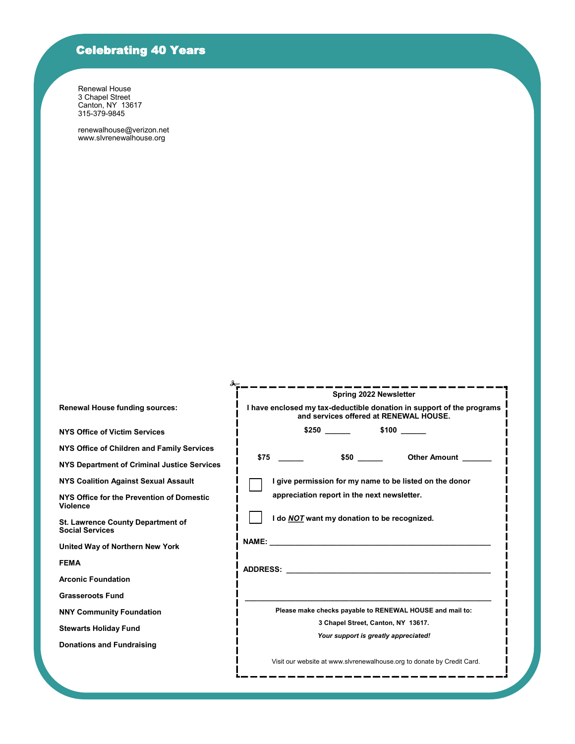## Celebrating 40 Years

Renewal House
3 Chapel Street
Canton, NY 13617
315-379-9845

renewalhouse@verizon.net
www.slvrenewalhouse.org

**Renewal House funding sources:**

**NYS Office of Victim Services**

**NYS Office of Children and Family Services**

**NYS Department of Criminal Justice Services**

**NYS Coalition Against Sexual Assault**

**NYS Office for the Prevention of Domestic Violence**

**St. Lawrence County Department of Social Services**

**United Way of Northern New York**

**FEMA**

**Arconic Foundation**

**Grasseroots Fund**

**NNY Community Foundation**

**Stewarts Holiday Fund**

**Donations and Fundraising**

---

**Spring 2022 Newsletter**

**I have enclosed my tax-deductible donation in support of the programs and services offered at RENEWAL HOUSE.**

**$250 ______** **$100 ______**

**$75 ______** **$50 ______** **Other Amount _______**

☐ **I give permission for my name to be listed on the donor appreciation report in the next newsletter.**

☐ **I do *NOT* want my donation to be recognized.**

**NAME:** ____________________________________________________

**ADDRESS:** ________________________________________________

____________________________________________________________

**Please make checks payable to RENEWAL HOUSE and mail to:**

**3 Chapel Street, Canton, NY 13617.**

***Your support is greatly appreciated!***

Visit our website at www.slvrenewalhouse.org to donate by Credit Card.